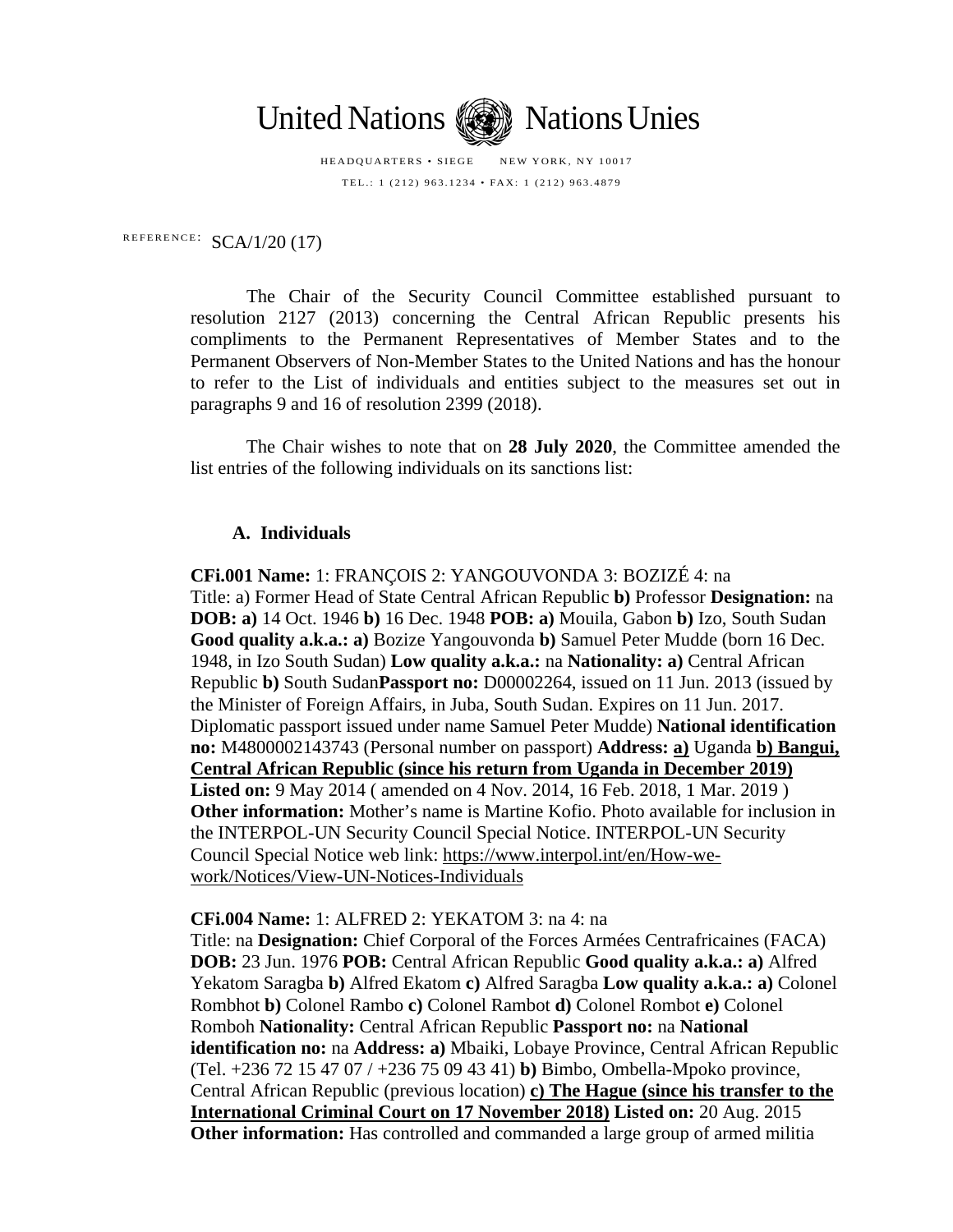United Nations   Nations Unies

HEADQUARTERS • SIEGE   NEW YORK, NY 10017

TEL.: 1 (212) 963.1234 • FAX: 1 (212) 963.4879

REFERENCE: SCA/1/20 (17)

The Chair of the Security Council Committee established pursuant to resolution 2127 (2013) concerning the Central African Republic presents his compliments to the Permanent Representatives of Member States and to the Permanent Observers of Non-Member States to the United Nations and has the honour to refer to the List of individuals and entities subject to the measures set out in paragraphs 9 and 16 of resolution 2399 (2018).

The Chair wishes to note that on **28 July 2020**, the Committee amended the list entries of the following individuals on its sanctions list:

## A. Individuals

**CFi.001 Name:** 1: FRANÇOIS 2: YANGOUVONDA 3: BOZIZÉ 4: na
Title: a) Former Head of State Central African Republic **b)** Professor **Designation:** na **DOB: a)** 14 Oct. 1946 **b)** 16 Dec. 1948 **POB: a)** Mouila, Gabon **b)** Izo, South Sudan **Good quality a.k.a.: a)** Bozize Yangouvonda **b)** Samuel Peter Mudde (born 16 Dec. 1948, in Izo South Sudan) **Low quality a.k.a.:** na **Nationality: a)** Central African Republic **b)** South Sudan**Passport no:** D00002264, issued on 11 Jun. 2013 (issued by the Minister of Foreign Affairs, in Juba, South Sudan. Expires on 11 Jun. 2017. Diplomatic passport issued under name Samuel Peter Mudde) **National identification no:** M4800002143743 (Personal number on passport) **Address: a)** Uganda **b) Bangui, Central African Republic (since his return from Uganda in December 2019)** **Listed on:** 9 May 2014 ( amended on 4 Nov. 2014, 16 Feb. 2018, 1 Mar. 2019 ) **Other information:** Mother's name is Martine Kofio. Photo available for inclusion in the INTERPOL-UN Security Council Special Notice. INTERPOL-UN Security Council Special Notice web link: https://www.interpol.int/en/How-we-work/Notices/View-UN-Notices-Individuals

**CFi.004 Name:** 1: ALFRED 2: YEKATOM 3: na 4: na
Title: na **Designation:** Chief Corporal of the Forces Armées Centrafricaines (FACA) **DOB:** 23 Jun. 1976 **POB:** Central African Republic **Good quality a.k.a.: a)** Alfred Yekatom Saragba **b)** Alfred Ekatom **c)** Alfred Saragba **Low quality a.k.a.: a)** Colonel Rombhot **b)** Colonel Rambo **c)** Colonel Rambot **d)** Colonel Rombot **e)** Colonel Romboh **Nationality:** Central African Republic **Passport no:** na **National identification no:** na **Address: a)** Mbaiki, Lobaye Province, Central African Republic (Tel. +236 72 15 47 07 / +236 75 09 43 41) **b)** Bimbo, Ombella-Mpoko province, Central African Republic (previous location) **c) The Hague (since his transfer to the International Criminal Court on 17 November 2018)** **Listed on:** 20 Aug. 2015 **Other information:** Has controlled and commanded a large group of armed militia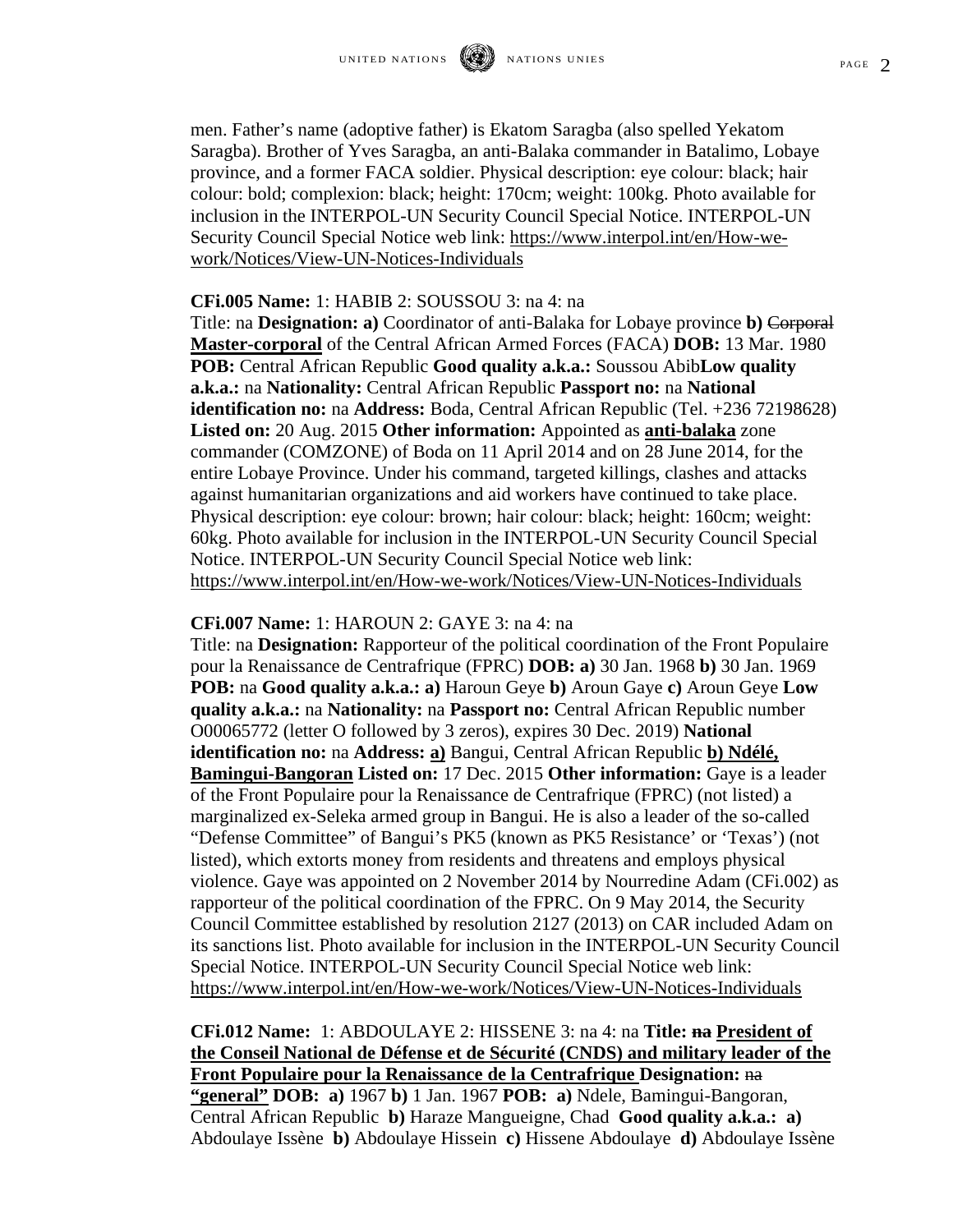men. Father's name (adoptive father) is Ekatom Saragba (also spelled Yekatom Saragba). Brother of Yves Saragba, an anti-Balaka commander in Batalimo, Lobaye province, and a former FACA soldier. Physical description: eye colour: black; hair colour: bold; complexion: black; height: 170cm; weight: 100kg. Photo available for inclusion in the INTERPOL-UN Security Council Special Notice. INTERPOL-UN Security Council Special Notice web link: https://www.interpol.int/en/How-we-work/Notices/View-UN-Notices-Individuals

**CFi.005 Name:** 1: HABIB 2: SOUSSOU 3: na 4: na
Title: na **Designation: a)** Coordinator of anti-Balaka for Lobaye province **b)** ~~Corporal~~ **Master-corporal** of the Central African Armed Forces (FACA) **DOB:** 13 Mar. 1980 **POB:** Central African Republic **Good quality a.k.a.:** Soussou Abib**Low quality a.k.a.:** na **Nationality:** Central African Republic **Passport no:** na **National identification no:** na **Address:** Boda, Central African Republic (Tel. +236 72198628) **Listed on:** 20 Aug. 2015 **Other information:** Appointed as **anti-balaka** zone commander (COMZONE) of Boda on 11 April 2014 and on 28 June 2014, for the entire Lobaye Province. Under his command, targeted killings, clashes and attacks against humanitarian organizations and aid workers have continued to take place. Physical description: eye colour: brown; hair colour: black; height: 160cm; weight: 60kg. Photo available for inclusion in the INTERPOL-UN Security Council Special Notice. INTERPOL-UN Security Council Special Notice web link: https://www.interpol.int/en/How-we-work/Notices/View-UN-Notices-Individuals

**CFi.007 Name:** 1: HAROUN 2: GAYE 3: na 4: na
Title: na **Designation:** Rapporteur of the political coordination of the Front Populaire pour la Renaissance de Centrafrique (FPRC) **DOB: a)** 30 Jan. 1968 **b)** 30 Jan. 1969 **POB:** na **Good quality a.k.a.: a)** Haroun Geye **b)** Aroun Gaye **c)** Aroun Geye **Low quality a.k.a.:** na **Nationality:** na **Passport no:** Central African Republic number O00065772 (letter O followed by 3 zeros), expires 30 Dec. 2019) **National identification no:** na **Address: a)** Bangui, Central African Republic **b) Ndélé, Bamingui-Bangoran** **Listed on:** 17 Dec. 2015 **Other information:** Gaye is a leader of the Front Populaire pour la Renaissance de Centrafrique (FPRC) (not listed) a marginalized ex-Seleka armed group in Bangui. He is also a leader of the so-called "Defense Committee" of Bangui's PK5 (known as PK5 Resistance' or 'Texas') (not listed), which extorts money from residents and threatens and employs physical violence. Gaye was appointed on 2 November 2014 by Nourredine Adam (CFi.002) as rapporteur of the political coordination of the FPRC. On 9 May 2014, the Security Council Committee established by resolution 2127 (2013) on CAR included Adam on its sanctions list. Photo available for inclusion in the INTERPOL-UN Security Council Special Notice. INTERPOL-UN Security Council Special Notice web link: https://www.interpol.int/en/How-we-work/Notices/View-UN-Notices-Individuals

**CFi.012 Name:** 1: ABDOULAYE 2: HISSENE 3: na 4: na **Title:** ~~na~~ **President of the Conseil National de Défense et de Sécurité (CNDS) and military leader of the Front Populaire pour la Renaissance de la Centrafrique** **Designation:** ~~na~~ **"general"** **DOB: a)** 1967 **b)** 1 Jan. 1967 **POB: a)** Ndele, Bamingui-Bangoran, Central African Republic **b)** Haraze Mangueigne, Chad **Good quality a.k.a.: a)** Abdoulaye Issène **b)** Abdoulaye Hissein **c)** Hissene Abdoulaye **d)** Abdoulaye Issène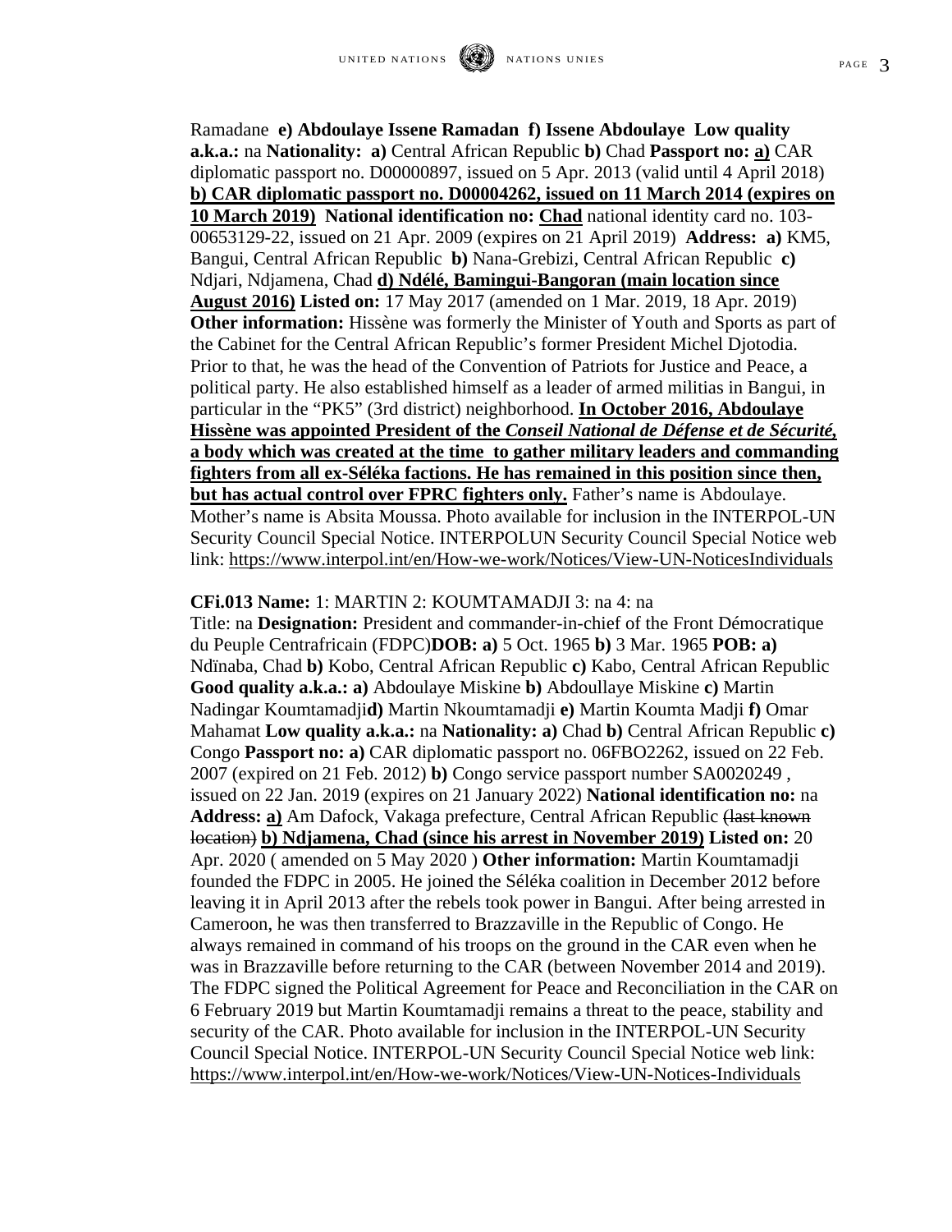Ramadane **e) Abdoulaye Issene Ramadan f) Issene Abdoulaye Low quality a.k.a.:** na **Nationality: a)** Central African Republic **b)** Chad **Passport no: a)** CAR diplomatic passport no. D00000897, issued on 5 Apr. 2013 (valid until 4 April 2018) **b) CAR diplomatic passport no. D00004262, issued on 11 March 2014 (expires on 10 March 2019) National identification no: Chad** national identity card no. 103-00653129-22, issued on 21 Apr. 2009 (expires on 21 April 2019) **Address: a)** KM5, Bangui, Central African Republic **b)** Nana-Grebizi, Central African Republic **c)** Ndjari, Ndjamena, Chad **d) Ndélé, Bamingui-Bangoran (main location since August 2016) Listed on:** 17 May 2017 (amended on 1 Mar. 2019, 18 Apr. 2019) **Other information:** Hissène was formerly the Minister of Youth and Sports as part of the Cabinet for the Central African Republic's former President Michel Djotodia. Prior to that, he was the head of the Convention of Patriots for Justice and Peace, a political party. He also established himself as a leader of armed militias in Bangui, in particular in the "PK5" (3rd district) neighborhood. **In October 2016, Abdoulaye Hissène was appointed President of the *Conseil National de Défense et de Sécurité*, a body which was created at the time to gather military leaders and commanding fighters from all ex-Séléka factions. He has remained in this position since then, but has actual control over FPRC fighters only.** Father's name is Abdoulaye. Mother's name is Absita Moussa. Photo available for inclusion in the INTERPOL-UN Security Council Special Notice. INTERPOLUN Security Council Special Notice web link: https://www.interpol.int/en/How-we-work/Notices/View-UN-NoticesIndividuals

**CFi.013 Name:** 1: MARTIN 2: KOUMTAMADJI 3: na 4: na
Title: na **Designation:** President and commander-in-chief of the Front Démocratique du Peuple Centrafricain (FDPC)**DOB: a)** 5 Oct. 1965 **b)** 3 Mar. 1965 **POB: a)** Ndïnaba, Chad **b)** Kobo, Central African Republic **c)** Kabo, Central African Republic **Good quality a.k.a.: a)** Abdoulaye Miskine **b)** Abdoullaye Miskine **c)** Martin Nadingar Koumtamadji**d)** Martin Nkoumtamadji **e)** Martin Koumta Madji **f)** Omar Mahamat **Low quality a.k.a.:** na **Nationality: a)** Chad **b)** Central African Republic **c)** Congo **Passport no: a)** CAR diplomatic passport no. 06FBO2262, issued on 22 Feb. 2007 (expired on 21 Feb. 2012) **b)** Congo service passport number SA0020249 , issued on 22 Jan. 2019 (expires on 21 January 2022) **National identification no:** na **Address: a)** Am Dafock, Vakaga prefecture, Central African Republic ~~(last known location)~~ **b) Ndjamena, Chad (since his arrest in November 2019) Listed on:** 20 Apr. 2020 ( amended on 5 May 2020 ) **Other information:** Martin Koumtamadji founded the FDPC in 2005. He joined the Séléka coalition in December 2012 before leaving it in April 2013 after the rebels took power in Bangui. After being arrested in Cameroon, he was then transferred to Brazzaville in the Republic of Congo. He always remained in command of his troops on the ground in the CAR even when he was in Brazzaville before returning to the CAR (between November 2014 and 2019). The FDPC signed the Political Agreement for Peace and Reconciliation in the CAR on 6 February 2019 but Martin Koumtamadji remains a threat to the peace, stability and security of the CAR. Photo available for inclusion in the INTERPOL-UN Security Council Special Notice. INTERPOL-UN Security Council Special Notice web link: https://www.interpol.int/en/How-we-work/Notices/View-UN-Notices-Individuals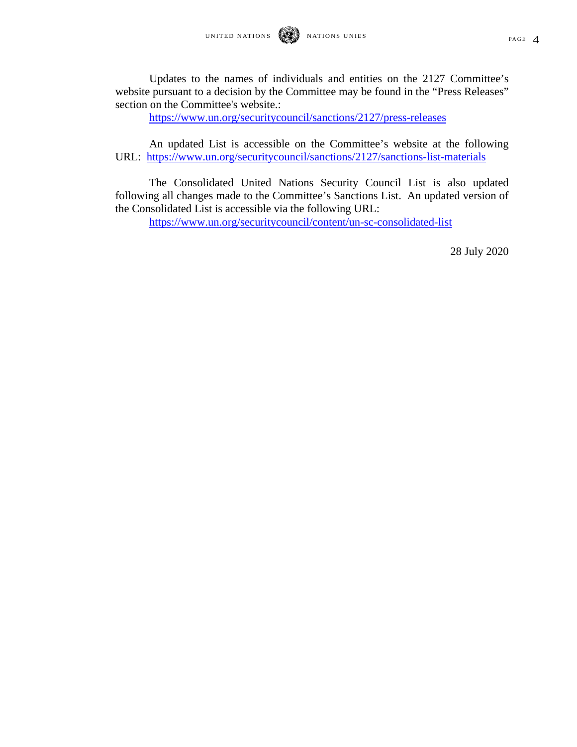Updates to the names of individuals and entities on the 2127 Committee's website pursuant to a decision by the Committee may be found in the "Press Releases" section on the Committee's website.:

https://www.un.org/securitycouncil/sanctions/2127/press-releases

An updated List is accessible on the Committee's website at the following URL: https://www.un.org/securitycouncil/sanctions/2127/sanctions-list-materials

The Consolidated United Nations Security Council List is also updated following all changes made to the Committee's Sanctions List. An updated version of the Consolidated List is accessible via the following URL:

https://www.un.org/securitycouncil/content/un-sc-consolidated-list

28 July 2020